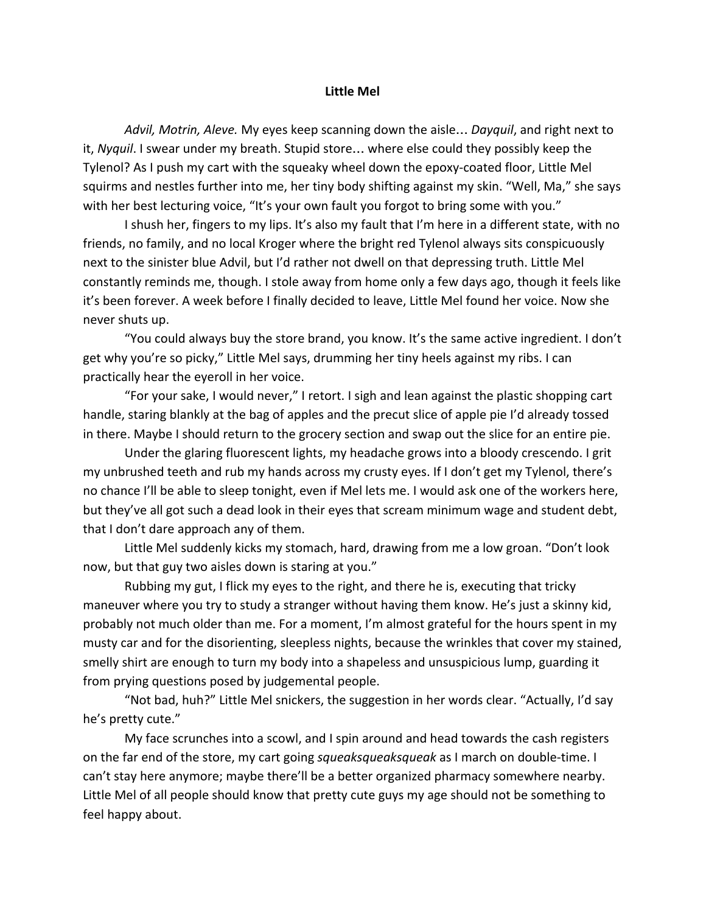# Little Mel

*Advil, Motrin, Aleve.* My eyes keep scanning down the aisle… *Dayquil*, and right next to it, *Nyquil*. I swear under my breath. Stupid store… where else could they possibly keep the Tylenol? As I push my cart with the squeaky wheel down the epoxy-coated floor, Little Mel squirms and nestles further into me, her tiny body shifting against my skin. "Well, Ma," she says with her best lecturing voice, "It's your own fault you forgot to bring some with you."

I shush her, fingers to my lips. It's also my fault that I'm here in a different state, with no friends, no family, and no local Kroger where the bright red Tylenol always sits conspicuously next to the sinister blue Advil, but I'd rather not dwell on that depressing truth. Little Mel constantly reminds me, though. I stole away from home only a few days ago, though it feels like it's been forever. A week before I finally decided to leave, Little Mel found her voice. Now she never shuts up.

"You could always buy the store brand, you know. It's the same active ingredient. I don't get why you're so picky," Little Mel says, drumming her tiny heels against my ribs. I can practically hear the eyeroll in her voice.

"For your sake, I would never," I retort. I sigh and lean against the plastic shopping cart handle, staring blankly at the bag of apples and the precut slice of apple pie I'd already tossed in there. Maybe I should return to the grocery section and swap out the slice for an entire pie.

Under the glaring fluorescent lights, my headache grows into a bloody crescendo. I grit my unbrushed teeth and rub my hands across my crusty eyes. If I don't get my Tylenol, there's no chance I'll be able to sleep tonight, even if Mel lets me. I would ask one of the workers here, but they've all got such a dead look in their eyes that scream minimum wage and student debt, that I don't dare approach any of them.

Little Mel suddenly kicks my stomach, hard, drawing from me a low groan. "Don't look now, but that guy two aisles down is staring at you."

Rubbing my gut, I flick my eyes to the right, and there he is, executing that tricky maneuver where you try to study a stranger without having them know. He's just a skinny kid, probably not much older than me. For a moment, I'm almost grateful for the hours spent in my musty car and for the disorienting, sleepless nights, because the wrinkles that cover my stained, smelly shirt are enough to turn my body into a shapeless and unsuspicious lump, guarding it from prying questions posed by judgemental people.

"Not bad, huh?" Little Mel snickers, the suggestion in her words clear. "Actually, I'd say he's pretty cute."

My face scrunches into a scowl, and I spin around and head towards the cash registers on the far end of the store, my cart going *squeaksqueaksqueak* as I march on double-time. I can't stay here anymore; maybe there'll be a better organized pharmacy somewhere nearby. Little Mel of all people should know that pretty cute guys my age should not be something to feel happy about.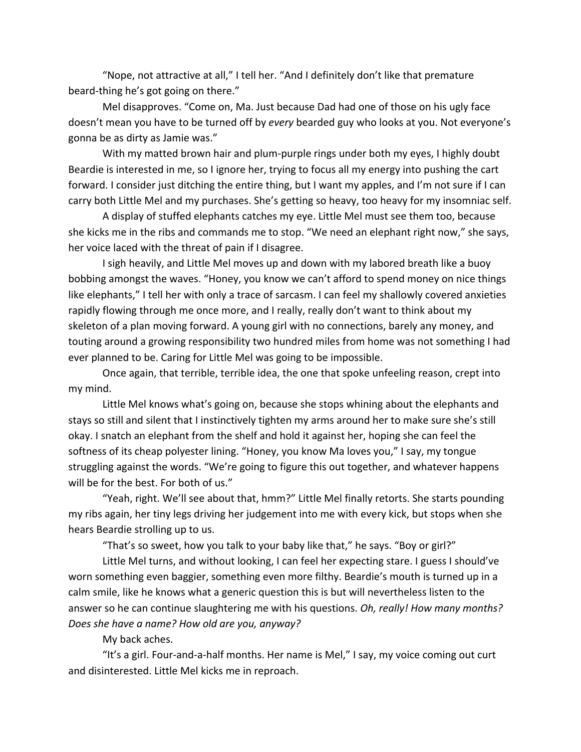"Nope, not attractive at all," I tell her. "And I definitely don't like that premature beard-thing he's got going on there."

Mel disapproves. "Come on, Ma. Just because Dad had one of those on his ugly face doesn't mean you have to be turned off by *every* bearded guy who looks at you. Not everyone's gonna be as dirty as Jamie was."

With my matted brown hair and plum-purple rings under both my eyes, I highly doubt Beardie is interested in me, so I ignore her, trying to focus all my energy into pushing the cart forward. I consider just ditching the entire thing, but I want my apples, and I'm not sure if I can carry both Little Mel and my purchases. She's getting so heavy, too heavy for my insomniac self.

A display of stuffed elephants catches my eye. Little Mel must see them too, because she kicks me in the ribs and commands me to stop. "We need an elephant right now," she says, her voice laced with the threat of pain if I disagree.

I sigh heavily, and Little Mel moves up and down with my labored breath like a buoy bobbing amongst the waves. "Honey, you know we can't afford to spend money on nice things like elephants," I tell her with only a trace of sarcasm. I can feel my shallowly covered anxieties rapidly flowing through me once more, and I really, really don't want to think about my skeleton of a plan moving forward. A young girl with no connections, barely any money, and touting around a growing responsibility two hundred miles from home was not something I had ever planned to be. Caring for Little Mel was going to be impossible.

Once again, that terrible, terrible idea, the one that spoke unfeeling reason, crept into my mind.

Little Mel knows what's going on, because she stops whining about the elephants and stays so still and silent that I instinctively tighten my arms around her to make sure she's still okay. I snatch an elephant from the shelf and hold it against her, hoping she can feel the softness of its cheap polyester lining. "Honey, you know Ma loves you," I say, my tongue struggling against the words. "We're going to figure this out together, and whatever happens will be for the best. For both of us."

"Yeah, right. We'll see about that, hmm?" Little Mel finally retorts. She starts pounding my ribs again, her tiny legs driving her judgement into me with every kick, but stops when she hears Beardie strolling up to us.

"That's so sweet, how you talk to your baby like that," he says. "Boy or girl?"

Little Mel turns, and without looking, I can feel her expecting stare. I guess I should've worn something even baggier, something even more filthy. Beardie's mouth is turned up in a calm smile, like he knows what a generic question this is but will nevertheless listen to the answer so he can continue slaughtering me with his questions. *Oh, really! How many months? Does she have a name? How old are you, anyway?*

My back aches.

"It's a girl. Four-and-a-half months. Her name is Mel," I say, my voice coming out curt and disinterested. Little Mel kicks me in reproach.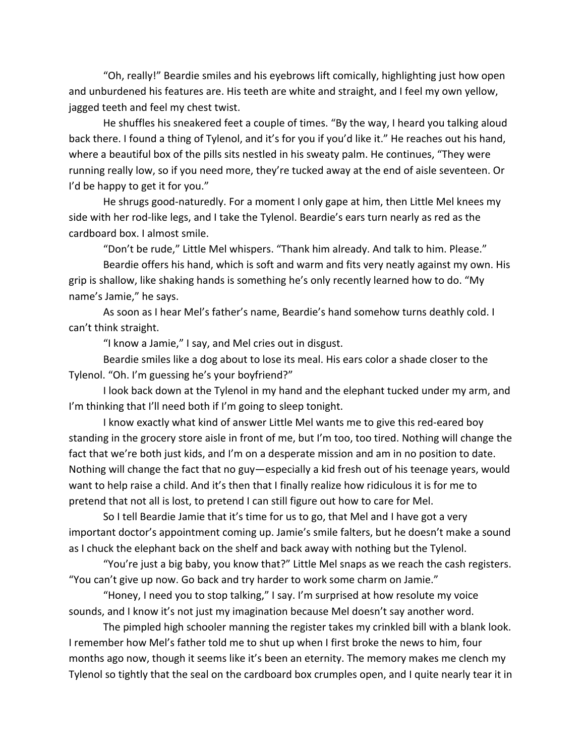"Oh, really!" Beardie smiles and his eyebrows lift comically, highlighting just how open and unburdened his features are. His teeth are white and straight, and I feel my own yellow, jagged teeth and feel my chest twist.

He shuffles his sneakered feet a couple of times. "By the way, I heard you talking aloud back there. I found a thing of Tylenol, and it's for you if you'd like it." He reaches out his hand, where a beautiful box of the pills sits nestled in his sweaty palm. He continues, "They were running really low, so if you need more, they're tucked away at the end of aisle seventeen. Or I'd be happy to get it for you."

He shrugs good-naturedly. For a moment I only gape at him, then Little Mel knees my side with her rod-like legs, and I take the Tylenol. Beardie's ears turn nearly as red as the cardboard box. I almost smile.

"Don't be rude," Little Mel whispers. "Thank him already. And talk to him. Please."

Beardie offers his hand, which is soft and warm and fits very neatly against my own. His grip is shallow, like shaking hands is something he's only recently learned how to do. "My name's Jamie," he says.

As soon as I hear Mel's father's name, Beardie's hand somehow turns deathly cold. I can't think straight.

"I know a Jamie," I say, and Mel cries out in disgust.

Beardie smiles like a dog about to lose its meal. His ears color a shade closer to the Tylenol. "Oh. I'm guessing he's your boyfriend?"

I look back down at the Tylenol in my hand and the elephant tucked under my arm, and I'm thinking that I'll need both if I'm going to sleep tonight.

I know exactly what kind of answer Little Mel wants me to give this red-eared boy standing in the grocery store aisle in front of me, but I'm too, too tired. Nothing will change the fact that we're both just kids, and I'm on a desperate mission and am in no position to date. Nothing will change the fact that no guy—especially a kid fresh out of his teenage years, would want to help raise a child. And it's then that I finally realize how ridiculous it is for me to pretend that not all is lost, to pretend I can still figure out how to care for Mel.

So I tell Beardie Jamie that it's time for us to go, that Mel and I have got a very important doctor's appointment coming up. Jamie's smile falters, but he doesn't make a sound as I chuck the elephant back on the shelf and back away with nothing but the Tylenol.

"You're just a big baby, you know that?" Little Mel snaps as we reach the cash registers. "You can't give up now. Go back and try harder to work some charm on Jamie."

"Honey, I need you to stop talking," I say. I'm surprised at how resolute my voice sounds, and I know it's not just my imagination because Mel doesn't say another word.

The pimpled high schooler manning the register takes my crinkled bill with a blank look. I remember how Mel's father told me to shut up when I first broke the news to him, four months ago now, though it seems like it's been an eternity. The memory makes me clench my Tylenol so tightly that the seal on the cardboard box crumples open, and I quite nearly tear it in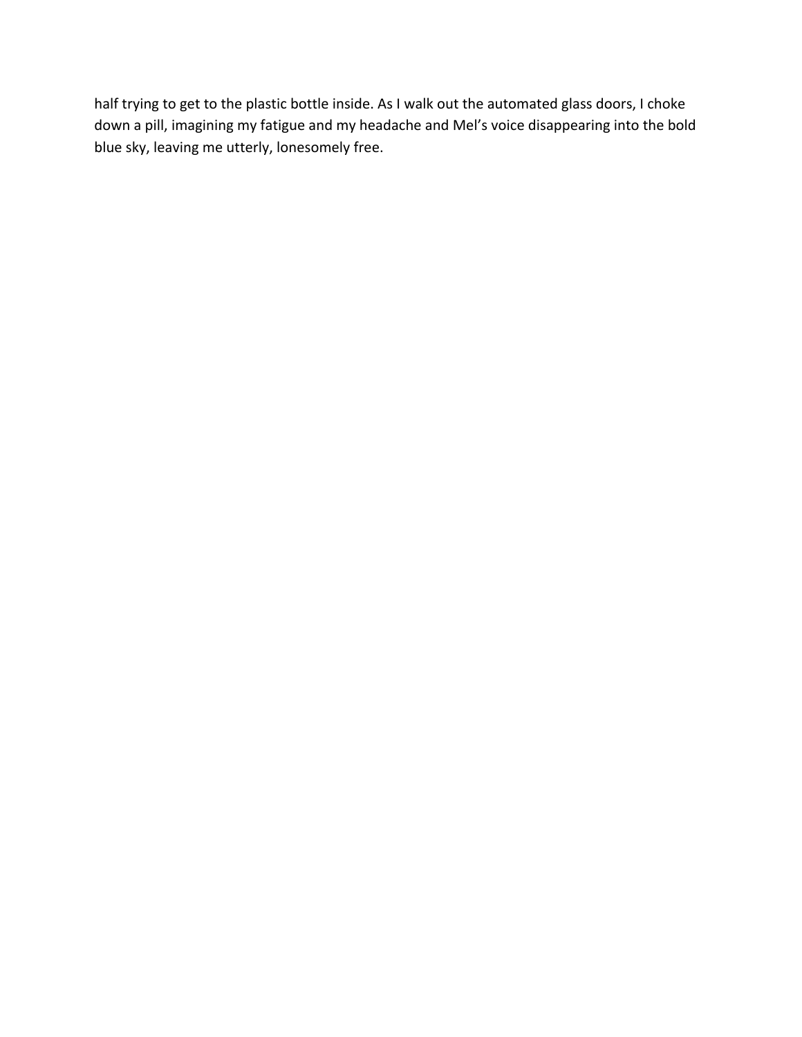half trying to get to the plastic bottle inside. As I walk out the automated glass doors, I choke down a pill, imagining my fatigue and my headache and Mel's voice disappearing into the bold blue sky, leaving me utterly, lonesomely free.